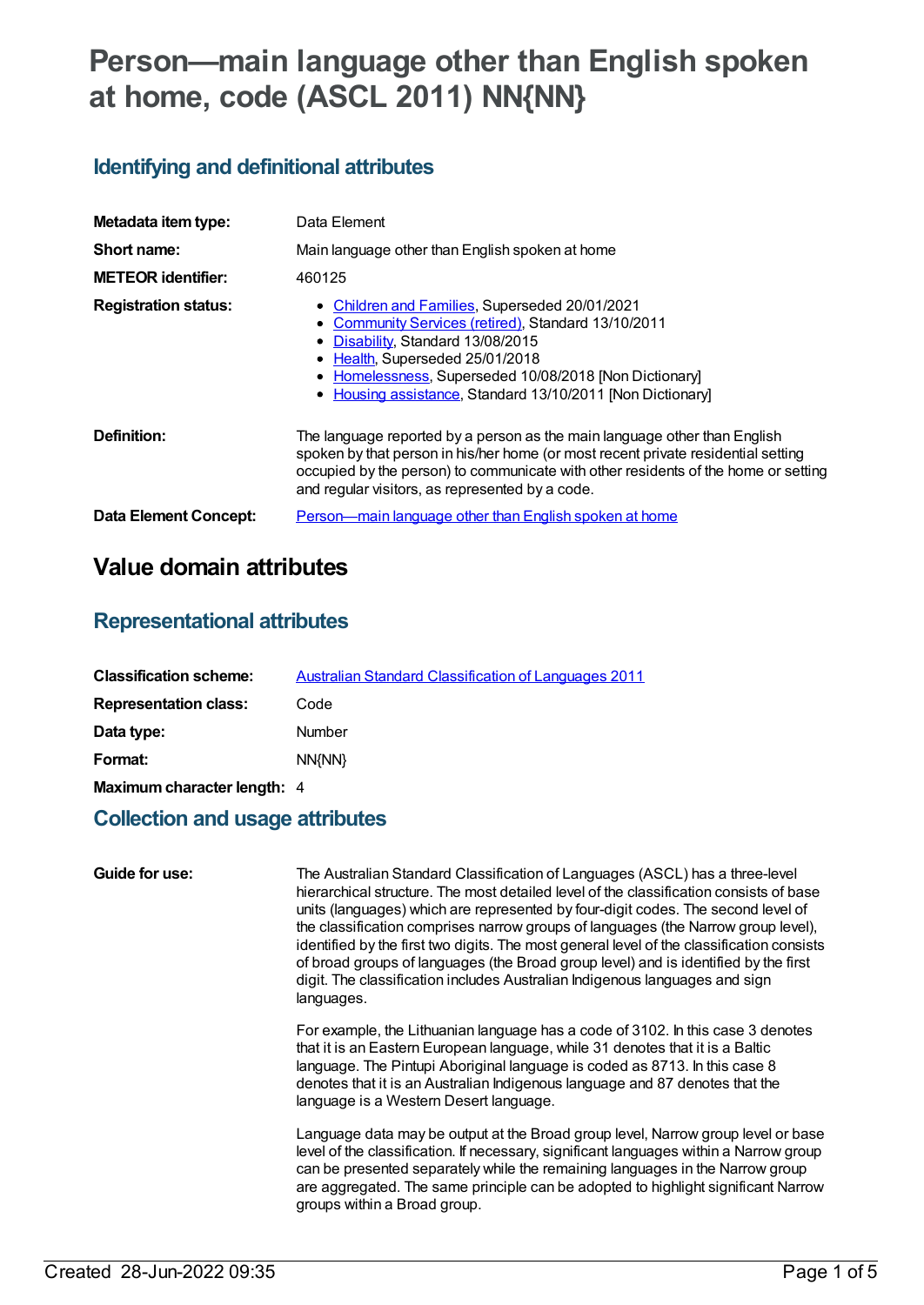# Person—main language other than English spoken at home, code (ASCL 2011) NN{NN}

## Identifying and definitional attributes

| | |
|---|---|
| **Metadata item type:** | Data Element |
| **Short name:** | Main language other than English spoken at home |
| **METEOR identifier:** | 460125 |
| **Registration status:** | • Children and Families, Superseded 20/01/2021<br>• Community Services (retired), Standard 13/10/2011<br>• Disability, Standard 13/08/2015<br>• Health, Superseded 25/01/2018<br>• Homelessness, Superseded 10/08/2018 [Non Dictionary]<br>• Housing assistance, Standard 13/10/2011 [Non Dictionary] |
| **Definition:** | The language reported by a person as the main language other than English spoken by that person in his/her home (or most recent private residential setting occupied by the person) to communicate with other residents of the home or setting and regular visitors, as represented by a code. |
| **Data Element Concept:** | Person—main language other than English spoken at home |

# Value domain attributes

## Representational attributes

| | |
|---|---|
| **Classification scheme:** | Australian Standard Classification of Languages 2011 |
| **Representation class:** | Code |
| **Data type:** | Number |
| **Format:** | NN{NN} |
| **Maximum character length:** | 4 |

## Collection and usage attributes

**Guide for use:**

The Australian Standard Classification of Languages (ASCL) has a three-level hierarchical structure. The most detailed level of the classification consists of base units (languages) which are represented by four-digit codes. The second level of the classification comprises narrow groups of languages (the Narrow group level), identified by the first two digits. The most general level of the classification consists of broad groups of languages (the Broad group level) and is identified by the first digit. The classification includes Australian Indigenous languages and sign languages.

For example, the Lithuanian language has a code of 3102. In this case 3 denotes that it is an Eastern European language, while 31 denotes that it is a Baltic language. The Pintupi Aboriginal language is coded as 8713. In this case 8 denotes that it is an Australian Indigenous language and 87 denotes that the language is a Western Desert language.

Language data may be output at the Broad group level, Narrow group level or base level of the classification. If necessary, significant languages within a Narrow group can be presented separately while the remaining languages in the Narrow group are aggregated. The same principle can be adopted to highlight significant Narrow groups within a Broad group.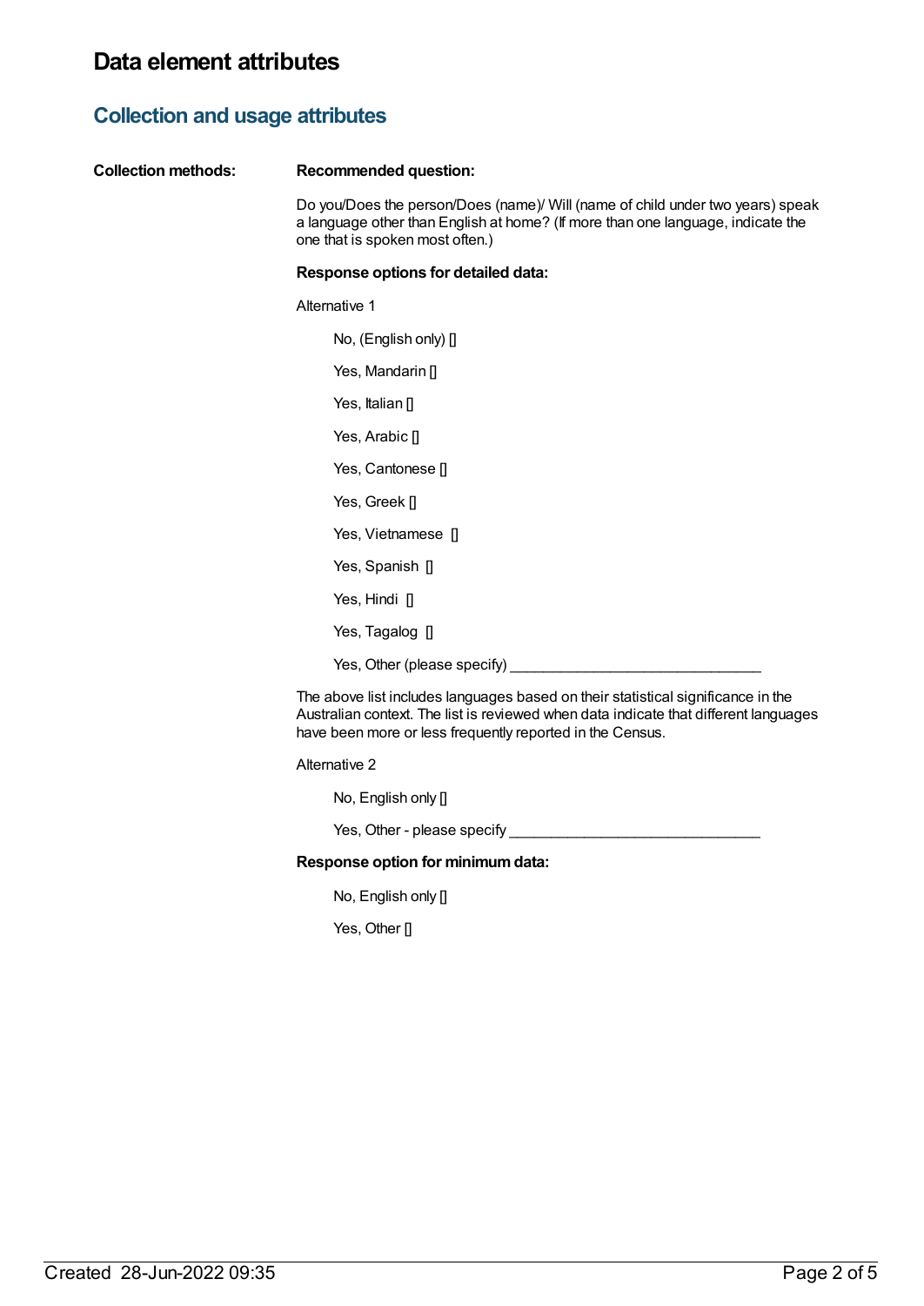# Data element attributes

## Collection and usage attributes

**Collection methods:**

**Recommended question:**

Do you/Does the person/Does (name)/ Will (name of child under two years) speak a language other than English at home? (If more than one language, indicate the one that is spoken most often.)

**Response options for detailed data:**

Alternative 1

No, (English only) []

Yes, Mandarin []

Yes, Italian []

Yes, Arabic []

Yes, Cantonese []

Yes, Greek []

Yes, Vietnamese []

Yes, Spanish []

Yes, Hindi []

Yes, Tagalog []

Yes, Other (please specify) _______________________________

The above list includes languages based on their statistical significance in the Australian context. The list is reviewed when data indicate that different languages have been more or less frequently reported in the Census.

Alternative 2

No, English only []

Yes, Other - please specify _______________________________

**Response option for minimum data:**

No, English only []

Yes, Other []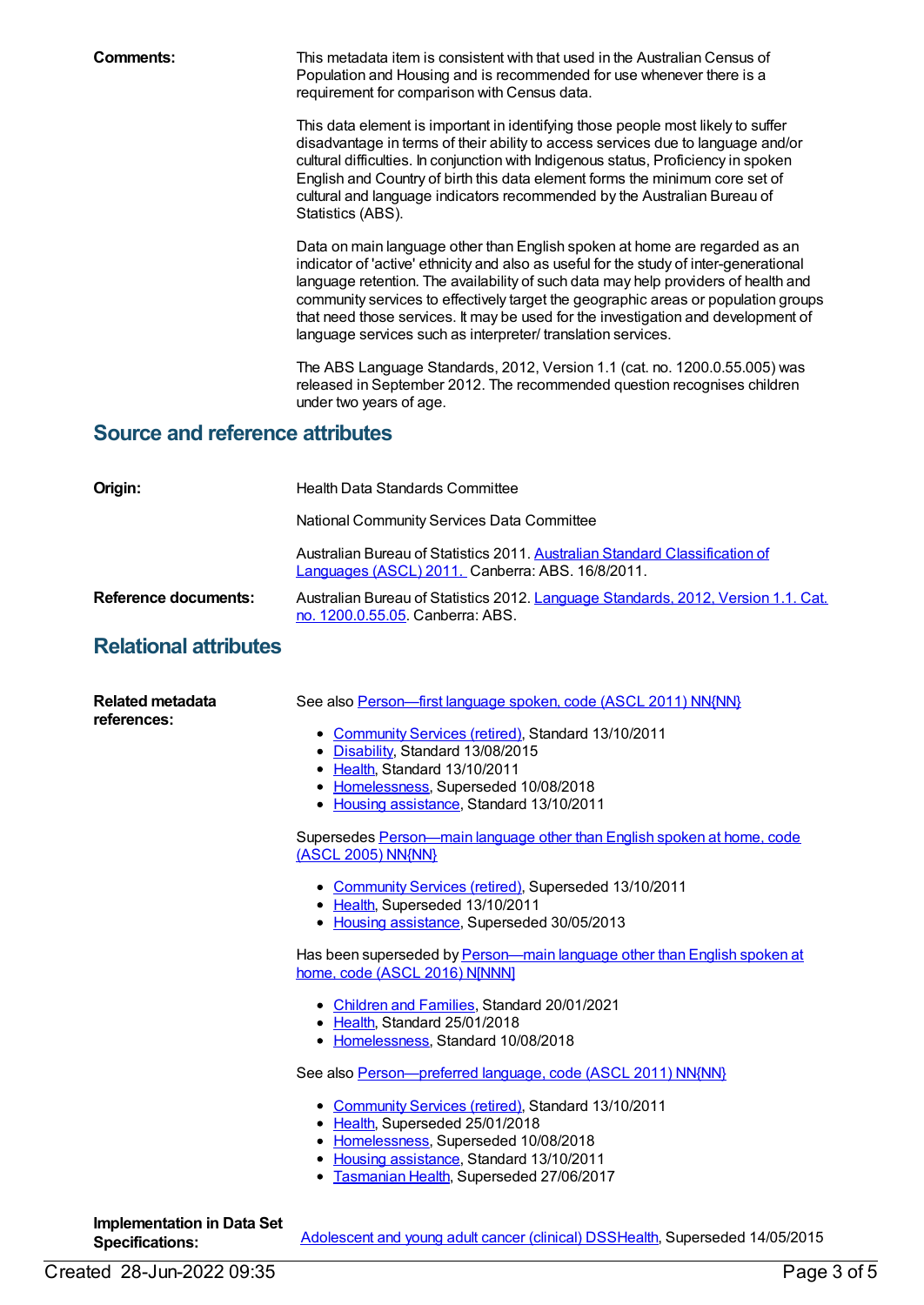**Comments:**

This metadata item is consistent with that used in the Australian Census of Population and Housing and is recommended for use whenever there is a requirement for comparison with Census data.

This data element is important in identifying those people most likely to suffer disadvantage in terms of their ability to access services due to language and/or cultural difficulties. In conjunction with Indigenous status, Proficiency in spoken English and Country of birth this data element forms the minimum core set of cultural and language indicators recommended by the Australian Bureau of Statistics (ABS).

Data on main language other than English spoken at home are regarded as an indicator of 'active' ethnicity and also as useful for the study of inter-generational language retention. The availability of such data may help providers of health and community services to effectively target the geographic areas or population groups that need those services. It may be used for the investigation and development of language services such as interpreter/ translation services.

The ABS Language Standards, 2012, Version 1.1 (cat. no. 1200.0.55.005) was released in September 2012. The recommended question recognises children under two years of age.

## Source and reference attributes

**Origin:**

Health Data Standards Committee

National Community Services Data Committee

Australian Bureau of Statistics 2011. Australian Standard Classification of Languages (ASCL) 2011. Canberra: ABS. 16/8/2011.

**Reference documents:**

Australian Bureau of Statistics 2012. Language Standards, 2012, Version 1.1. Cat. no. 1200.0.55.05. Canberra: ABS.

## Relational attributes

**Related metadata references:**

See also Person—first language spoken, code (ASCL 2011) NN{NN}

- Community Services (retired), Standard 13/10/2011
- Disability, Standard 13/08/2015
- Health, Standard 13/10/2011
- Homelessness, Superseded 10/08/2018
- Housing assistance, Standard 13/10/2011

Supersedes Person—main language other than English spoken at home, code (ASCL 2005) NN{NN}

- Community Services (retired), Superseded 13/10/2011
- Health, Superseded 13/10/2011
- Housing assistance, Superseded 30/05/2013

Has been superseded by Person—main language other than English spoken at home, code (ASCL 2016) N[NNN]

- Children and Families, Standard 20/01/2021
- Health, Standard 25/01/2018
- Homelessness, Standard 10/08/2018

See also Person—preferred language, code (ASCL 2011) NN{NN}

- Community Services (retired), Standard 13/10/2011
- Health, Superseded 25/01/2018
- Homelessness, Superseded 10/08/2018
- Housing assistance, Standard 13/10/2011
- Tasmanian Health, Superseded 27/06/2017

**Implementation in Data Set Specifications:**

Adolescent and young adult cancer (clinical) DSSHealth, Superseded 14/05/2015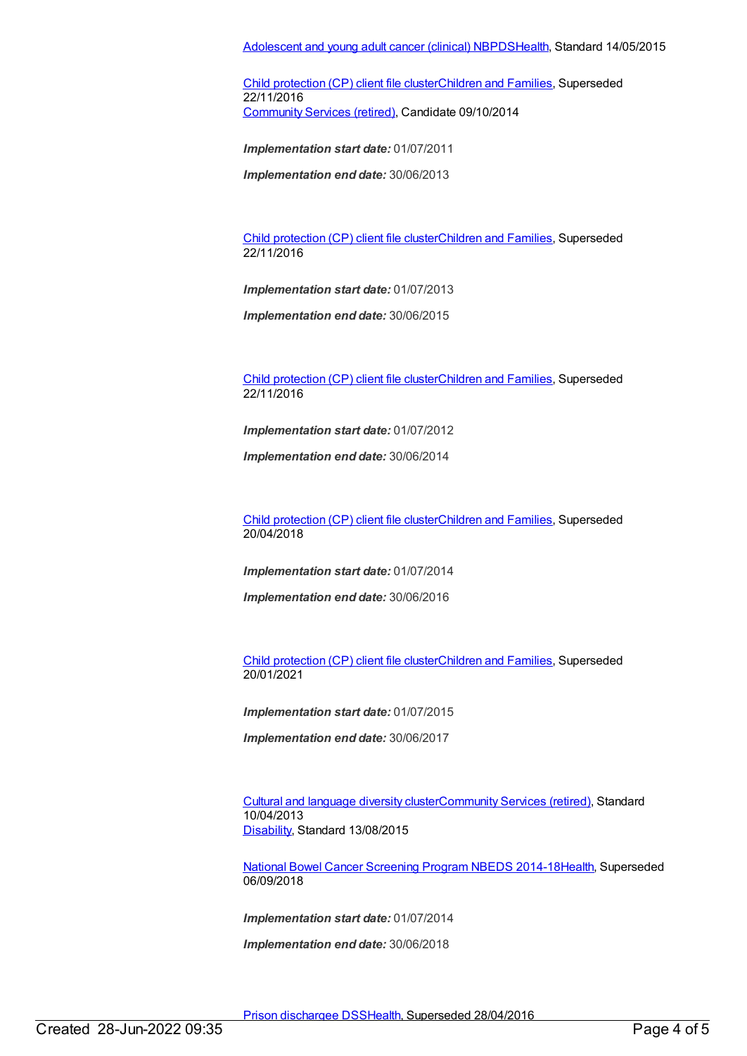Adolescent and young adult cancer (clinical) NBPDSHealth, Standard 14/05/2015

Child protection (CP) client file clusterChildren and Families, Superseded 22/11/2016
Community Services (retired), Candidate 09/10/2014

***Implementation start date:*** 01/07/2011

***Implementation end date:*** 30/06/2013

Child protection (CP) client file clusterChildren and Families, Superseded 22/11/2016

***Implementation start date:*** 01/07/2013

***Implementation end date:*** 30/06/2015

Child protection (CP) client file clusterChildren and Families, Superseded 22/11/2016

***Implementation start date:*** 01/07/2012

***Implementation end date:*** 30/06/2014

Child protection (CP) client file clusterChildren and Families, Superseded 20/04/2018

***Implementation start date:*** 01/07/2014

***Implementation end date:*** 30/06/2016

Child protection (CP) client file clusterChildren and Families, Superseded 20/01/2021

***Implementation start date:*** 01/07/2015

***Implementation end date:*** 30/06/2017

Cultural and language diversity clusterCommunity Services (retired), Standard 10/04/2013
Disability, Standard 13/08/2015

National Bowel Cancer Screening Program NBEDS 2014-18Health, Superseded 06/09/2018

***Implementation start date:*** 01/07/2014

***Implementation end date:*** 30/06/2018

Prison dischargee DSSHealth, Superseded 28/04/2016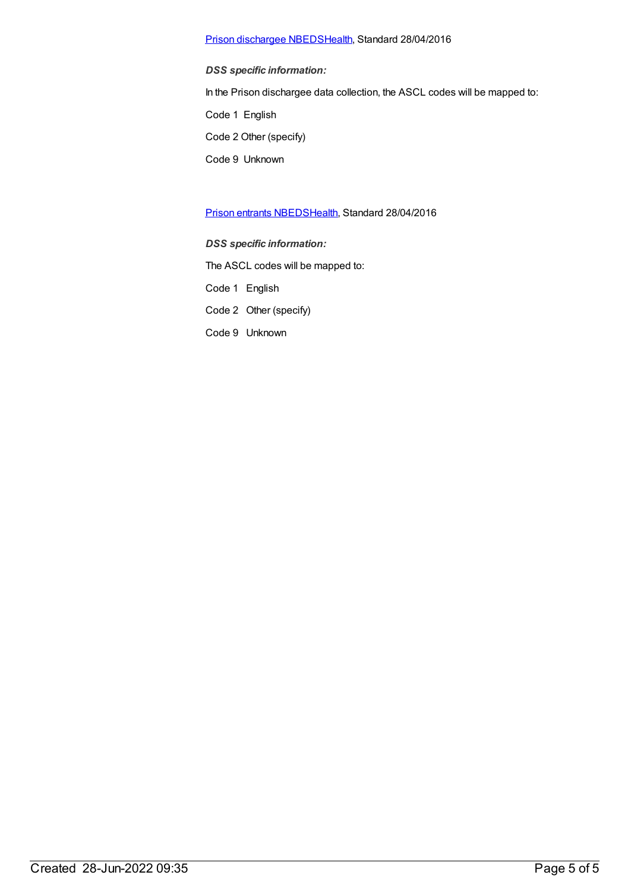[Prison dischargee NBEDSHealth](#), Standard 28/04/2016

***DSS specific information:***

In the Prison dischargee data collection, the ASCL codes will be mapped to:

Code 1 English

Code 2 Other (specify)

Code 9 Unknown

[Prison entrants NBEDSHealth](#), Standard 28/04/2016

***DSS specific information:***

The ASCL codes will be mapped to:

Code 1 English

Code 2 Other (specify)

Code 9 Unknown